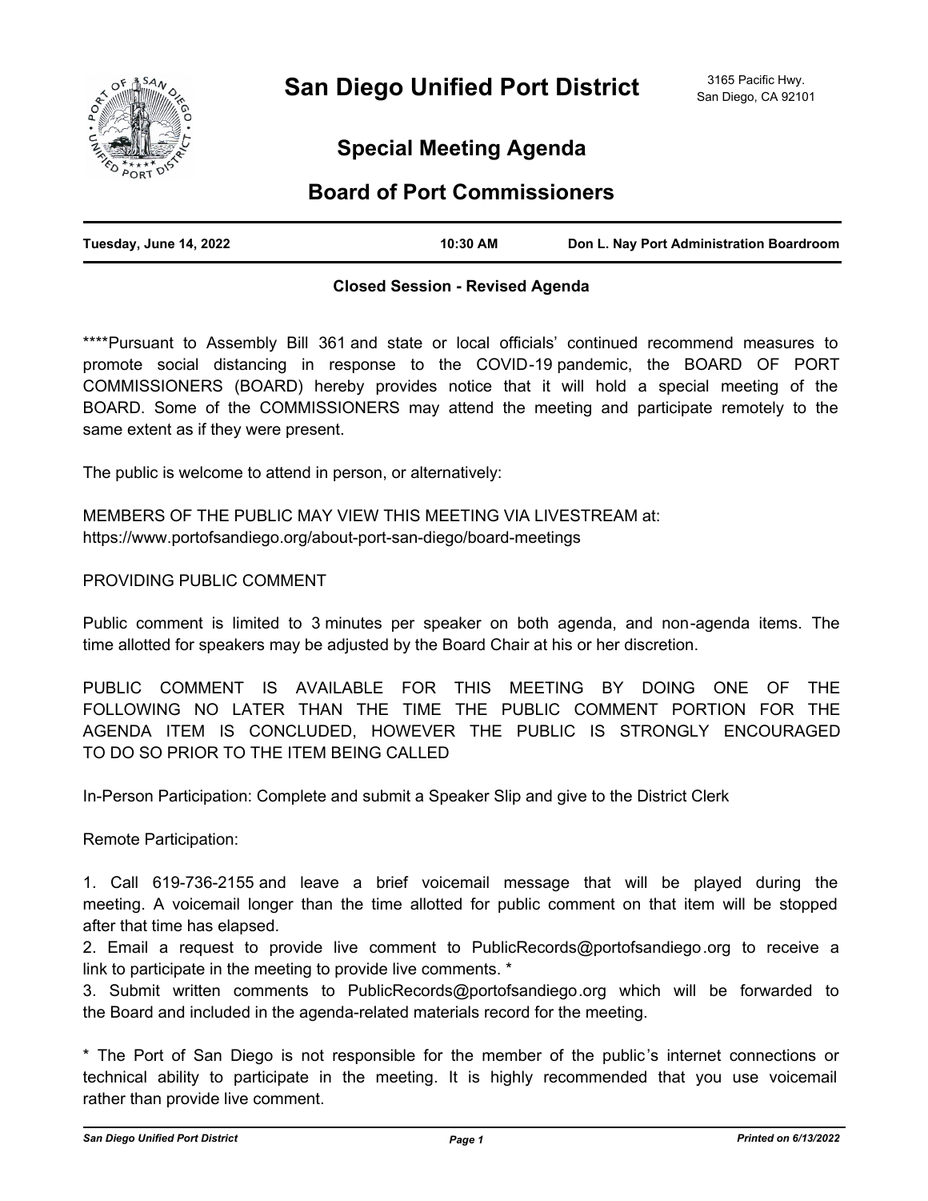# San Diego Unified Port District

3165 Pacific Hwy.
San Diego, CA 92101

## Special Meeting Agenda

## Board of Port Commissioners

| Tuesday, June 14, 2022 | 10:30 AM | Don L. Nay Port Administration Boardroom |
|---|---|---|

**Closed Session - Revised Agenda**

****Pursuant to Assembly Bill 361 and state or local officials' continued recommend measures to promote social distancing in response to the COVID-19 pandemic, the BOARD OF PORT COMMISSIONERS (BOARD) hereby provides notice that it will hold a special meeting of the BOARD. Some of the COMMISSIONERS may attend the meeting and participate remotely to the same extent as if they were present.

The public is welcome to attend in person, or alternatively:

MEMBERS OF THE PUBLIC MAY VIEW THIS MEETING VIA LIVESTREAM at:
https://www.portofsandiego.org/about-port-san-diego/board-meetings

PROVIDING PUBLIC COMMENT

Public comment is limited to 3 minutes per speaker on both agenda, and non-agenda items. The time allotted for speakers may be adjusted by the Board Chair at his or her discretion.

PUBLIC COMMENT IS AVAILABLE FOR THIS MEETING BY DOING ONE OF THE FOLLOWING NO LATER THAN THE TIME THE PUBLIC COMMENT PORTION FOR THE AGENDA ITEM IS CONCLUDED, HOWEVER THE PUBLIC IS STRONGLY ENCOURAGED TO DO SO PRIOR TO THE ITEM BEING CALLED

In-Person Participation: Complete and submit a Speaker Slip and give to the District Clerk

Remote Participation:

1. Call 619-736-2155 and leave a brief voicemail message that will be played during the meeting. A voicemail longer than the time allotted for public comment on that item will be stopped after that time has elapsed.
2. Email a request to provide live comment to PublicRecords@portofsandiego.org to receive a link to participate in the meeting to provide live comments. *
3. Submit written comments to PublicRecords@portofsandiego.org which will be forwarded to the Board and included in the agenda-related materials record for the meeting.

* The Port of San Diego is not responsible for the member of the public's internet connections or technical ability to participate in the meeting. It is highly recommended that you use voicemail rather than provide live comment.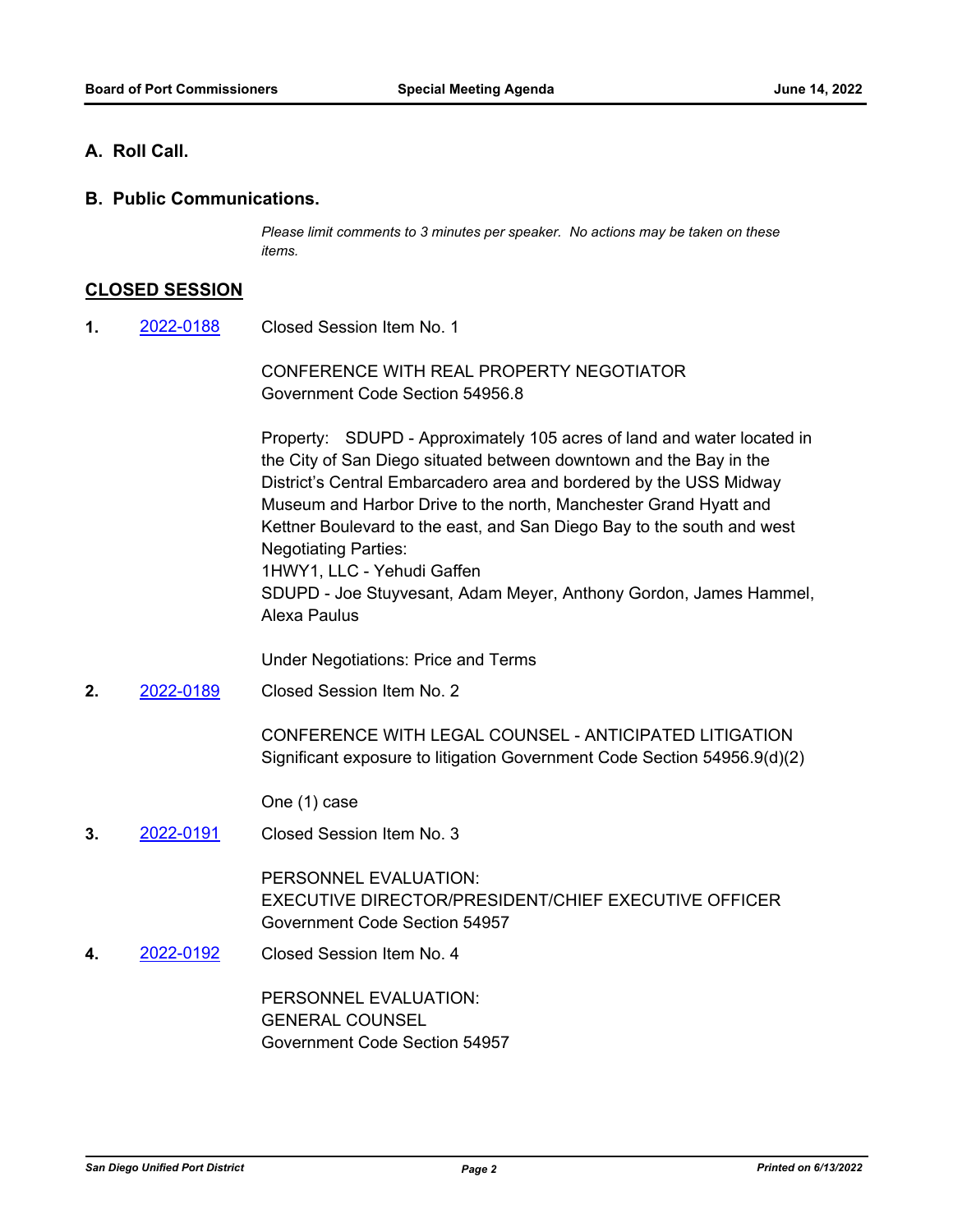## A. Roll Call.

## B. Public Communications.

*Please limit comments to 3 minutes per speaker. No actions may be taken on these items.*

## CLOSED SESSION

**1.** [2022-0188] Closed Session Item No. 1

CONFERENCE WITH REAL PROPERTY NEGOTIATOR
Government Code Section 54956.8

Property: SDUPD - Approximately 105 acres of land and water located in the City of San Diego situated between downtown and the Bay in the District's Central Embarcadero area and bordered by the USS Midway Museum and Harbor Drive to the north, Manchester Grand Hyatt and Kettner Boulevard to the east, and San Diego Bay to the south and west
Negotiating Parties:
1HWY1, LLC - Yehudi Gaffen
SDUPD - Joe Stuyvesant, Adam Meyer, Anthony Gordon, James Hammel, Alexa Paulus

Under Negotiations: Price and Terms

**2.** [2022-0189] Closed Session Item No. 2

CONFERENCE WITH LEGAL COUNSEL - ANTICIPATED LITIGATION
Significant exposure to litigation Government Code Section 54956.9(d)(2)

One (1) case

**3.** [2022-0191] Closed Session Item No. 3

PERSONNEL EVALUATION:
EXECUTIVE DIRECTOR/PRESIDENT/CHIEF EXECUTIVE OFFICER
Government Code Section 54957

**4.** [2022-0192] Closed Session Item No. 4

PERSONNEL EVALUATION:
GENERAL COUNSEL
Government Code Section 54957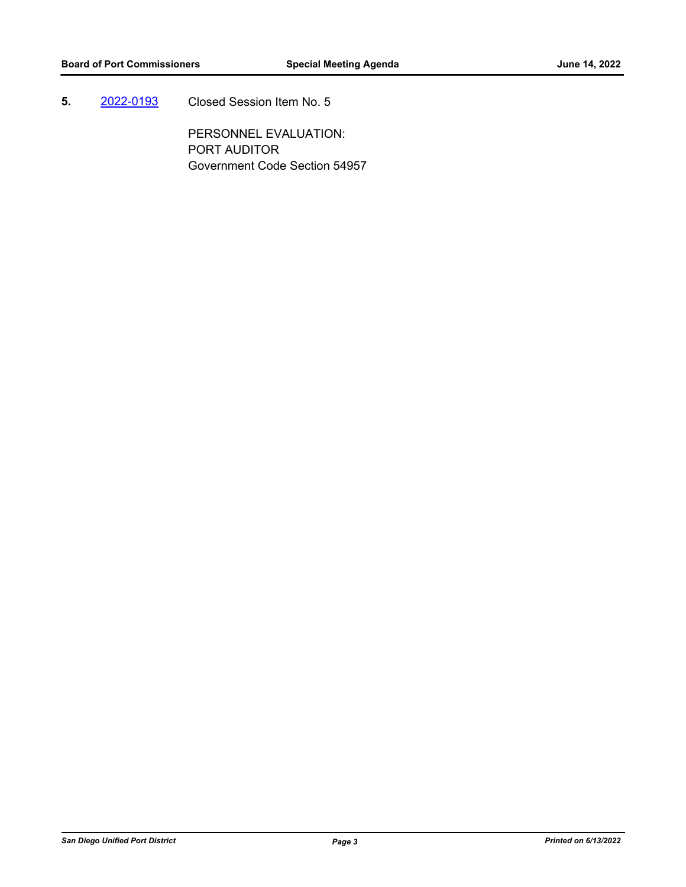**5.** 2022-0193 Closed Session Item No. 5

PERSONNEL EVALUATION:
PORT AUDITOR
Government Code Section 54957